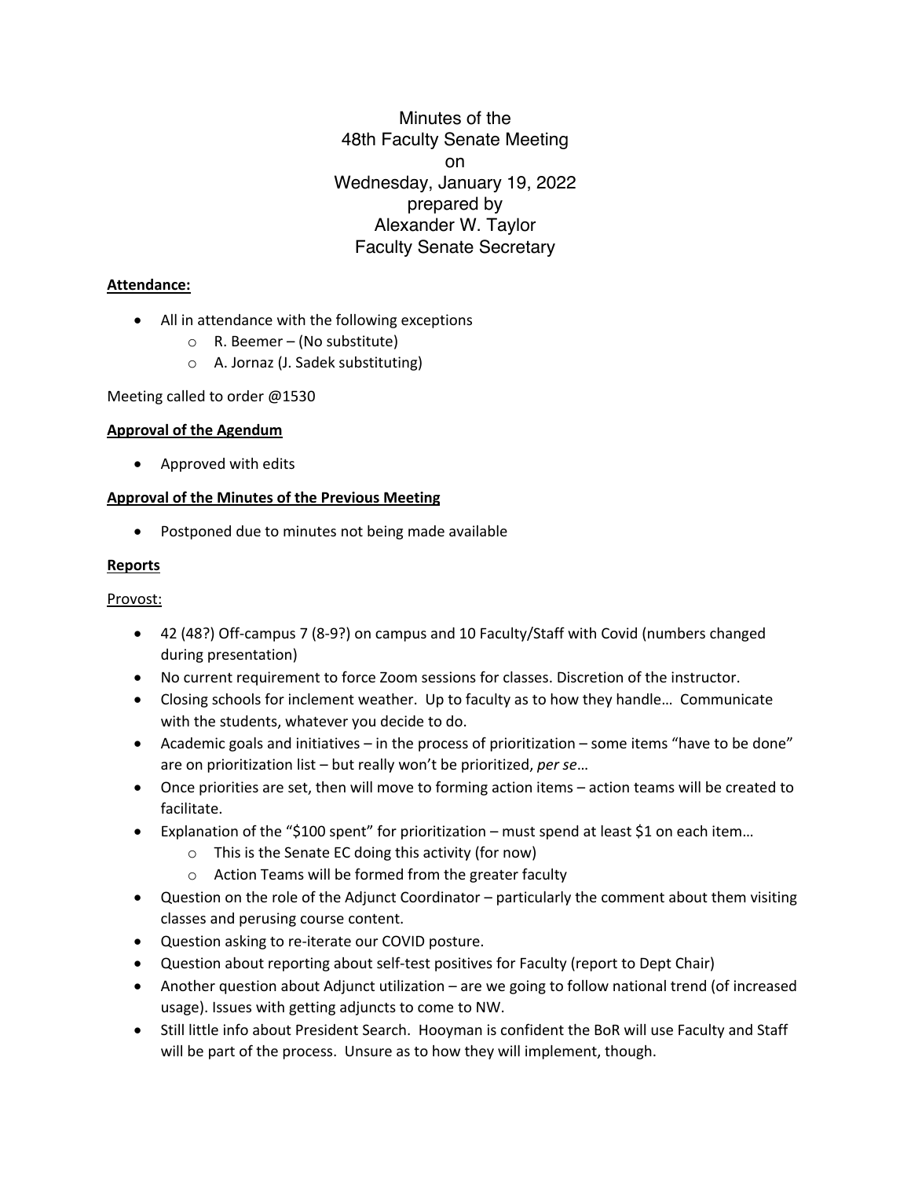# Minutes of the 48th Faculty Senate Meeting on Wednesday, January 19, 2022 prepared by Alexander W. Taylor Faculty Senate Secretary

**Attendance:**

- All in attendance with the following exceptions
  - R. Beemer – (No substitute)
  - A. Jornaz (J. Sadek substituting)

Meeting called to order @1530

**Approval of the Agendum**

- Approved with edits

**Approval of the Minutes of the Previous Meeting**

- Postponed due to minutes not being made available

**Reports**

Provost:

- 42 (48?) Off-campus 7 (8-9?) on campus and 10 Faculty/Staff with Covid (numbers changed during presentation)
- No current requirement to force Zoom sessions for classes. Discretion of the instructor.
- Closing schools for inclement weather. Up to faculty as to how they handle… Communicate with the students, whatever you decide to do.
- Academic goals and initiatives – in the process of prioritization – some items "have to be done" are on prioritization list – but really won't be prioritized, *per se*…
- Once priorities are set, then will move to forming action items – action teams will be created to facilitate.
- Explanation of the "$100 spent" for prioritization – must spend at least $1 on each item…
  - This is the Senate EC doing this activity (for now)
  - Action Teams will be formed from the greater faculty
- Question on the role of the Adjunct Coordinator – particularly the comment about them visiting classes and perusing course content.
- Question asking to re-iterate our COVID posture.
- Question about reporting about self-test positives for Faculty (report to Dept Chair)
- Another question about Adjunct utilization – are we going to follow national trend (of increased usage). Issues with getting adjuncts to come to NW.
- Still little info about President Search. Hooyman is confident the BoR will use Faculty and Staff will be part of the process. Unsure as to how they will implement, though.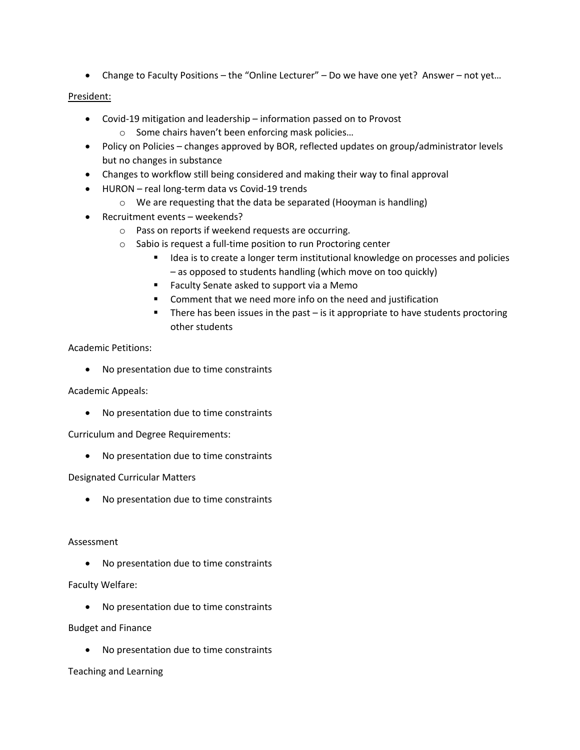- Change to Faculty Positions – the "Online Lecturer" – Do we have one yet? Answer – not yet…

<u>President:</u>

- Covid-19 mitigation and leadership – information passed on to Provost
  - Some chairs haven't been enforcing mask policies…
- Policy on Policies – changes approved by BOR, reflected updates on group/administrator levels but no changes in substance
- Changes to workflow still being considered and making their way to final approval
- HURON – real long-term data vs Covid-19 trends
  - We are requesting that the data be separated (Hooyman is handling)
- Recruitment events – weekends?
  - Pass on reports if weekend requests are occurring.
  - Sabio is request a full-time position to run Proctoring center
    - Idea is to create a longer term institutional knowledge on processes and policies – as opposed to students handling (which move on too quickly)
    - Faculty Senate asked to support via a Memo
    - Comment that we need more info on the need and justification
    - There has been issues in the past – is it appropriate to have students proctoring other students

Academic Petitions:

- No presentation due to time constraints

Academic Appeals:

- No presentation due to time constraints

Curriculum and Degree Requirements:

- No presentation due to time constraints

Designated Curricular Matters

- No presentation due to time constraints

Assessment

- No presentation due to time constraints

Faculty Welfare:

- No presentation due to time constraints

Budget and Finance

- No presentation due to time constraints

Teaching and Learning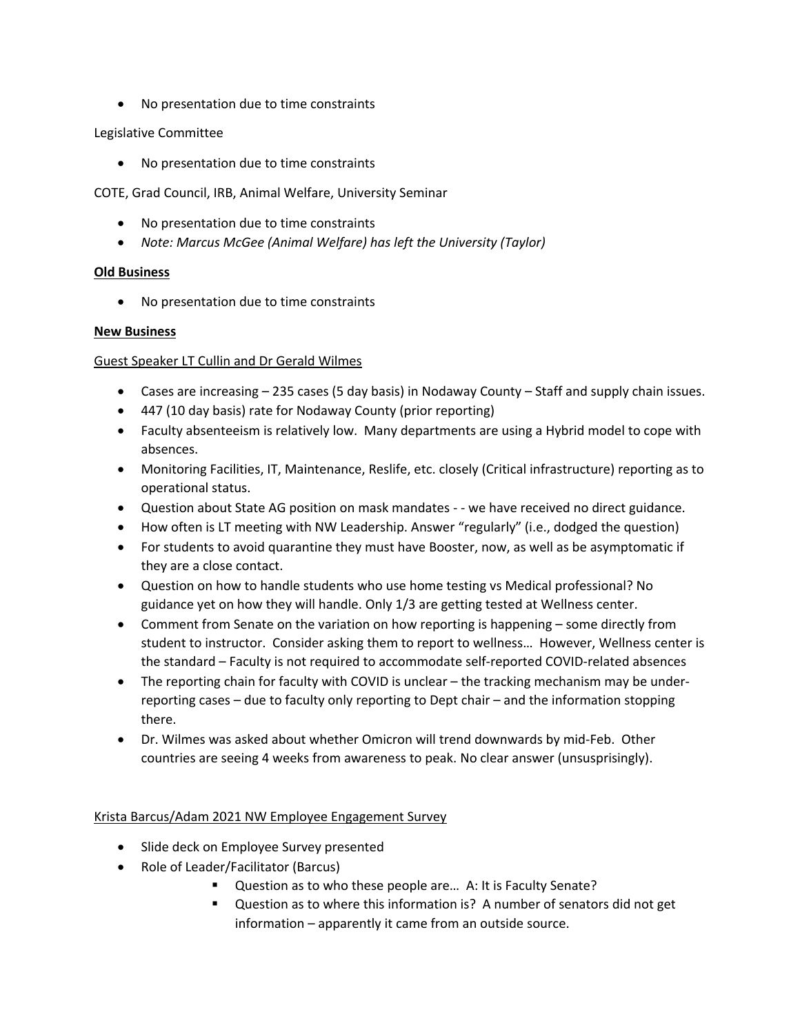- No presentation due to time constraints

Legislative Committee

- No presentation due to time constraints

COTE, Grad Council, IRB, Animal Welfare, University Seminar

- No presentation due to time constraints
- *Note: Marcus McGee (Animal Welfare) has left the University (Taylor)*

**Old Business**

- No presentation due to time constraints

**New Business**

Guest Speaker LT Cullin and Dr Gerald Wilmes

- Cases are increasing – 235 cases (5 day basis) in Nodaway County – Staff and supply chain issues.
- 447 (10 day basis) rate for Nodaway County (prior reporting)
- Faculty absenteeism is relatively low. Many departments are using a Hybrid model to cope with absences.
- Monitoring Facilities, IT, Maintenance, Reslife, etc. closely (Critical infrastructure) reporting as to operational status.
- Question about State AG position on mask mandates - - we have received no direct guidance.
- How often is LT meeting with NW Leadership. Answer "regularly" (i.e., dodged the question)
- For students to avoid quarantine they must have Booster, now, as well as be asymptomatic if they are a close contact.
- Question on how to handle students who use home testing vs Medical professional? No guidance yet on how they will handle. Only 1/3 are getting tested at Wellness center.
- Comment from Senate on the variation on how reporting is happening – some directly from student to instructor. Consider asking them to report to wellness… However, Wellness center is the standard – Faculty is not required to accommodate self-reported COVID-related absences
- The reporting chain for faculty with COVID is unclear – the tracking mechanism may be under-reporting cases – due to faculty only reporting to Dept chair – and the information stopping there.
- Dr. Wilmes was asked about whether Omicron will trend downwards by mid-Feb. Other countries are seeing 4 weeks from awareness to peak. No clear answer (unsusprisingly).

Krista Barcus/Adam 2021 NW Employee Engagement Survey

- Slide deck on Employee Survey presented
- Role of Leader/Facilitator (Barcus)
  - Question as to who these people are… A: It is Faculty Senate?
  - Question as to where this information is? A number of senators did not get information – apparently it came from an outside source.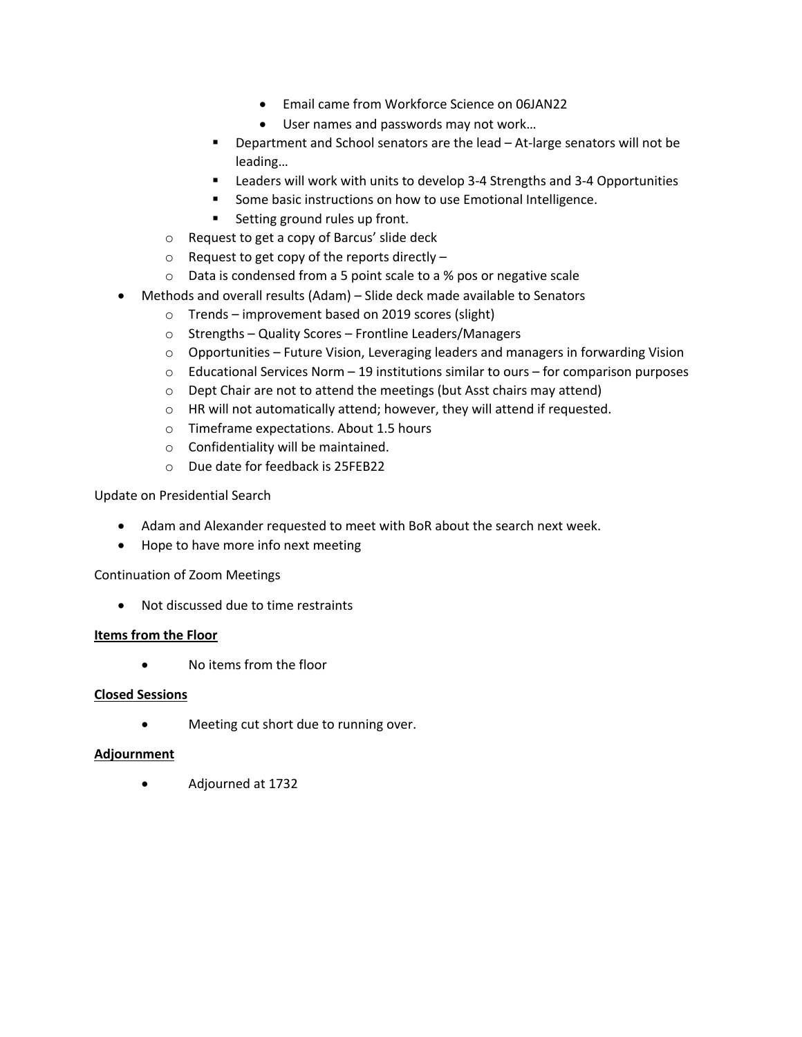- Email came from Workforce Science on 06JAN22
            - User names and passwords may not work…
        - Department and School senators are the lead – At-large senators will not be leading…
        - Leaders will work with units to develop 3-4 Strengths and 3-4 Opportunities
        - Some basic instructions on how to use Emotional Intelligence.
        - Setting ground rules up front.
    - Request to get a copy of Barcus' slide deck
    - Request to get copy of the reports directly –
    - Data is condensed from a 5 point scale to a % pos or negative scale
- Methods and overall results (Adam) – Slide deck made available to Senators
    - Trends – improvement based on 2019 scores (slight)
    - Strengths – Quality Scores – Frontline Leaders/Managers
    - Opportunities – Future Vision, Leveraging leaders and managers in forwarding Vision
    - Educational Services Norm – 19 institutions similar to ours – for comparison purposes
    - Dept Chair are not to attend the meetings (but Asst chairs may attend)
    - HR will not automatically attend; however, they will attend if requested.
    - Timeframe expectations. About 1.5 hours
    - Confidentiality will be maintained.
    - Due date for feedback is 25FEB22

Update on Presidential Search

- Adam and Alexander requested to meet with BoR about the search next week.
- Hope to have more info next meeting

Continuation of Zoom Meetings

- Not discussed due to time restraints

**Items from the Floor**

- No items from the floor

**Closed Sessions**

- Meeting cut short due to running over.

**Adjournment**

- Adjourned at 1732